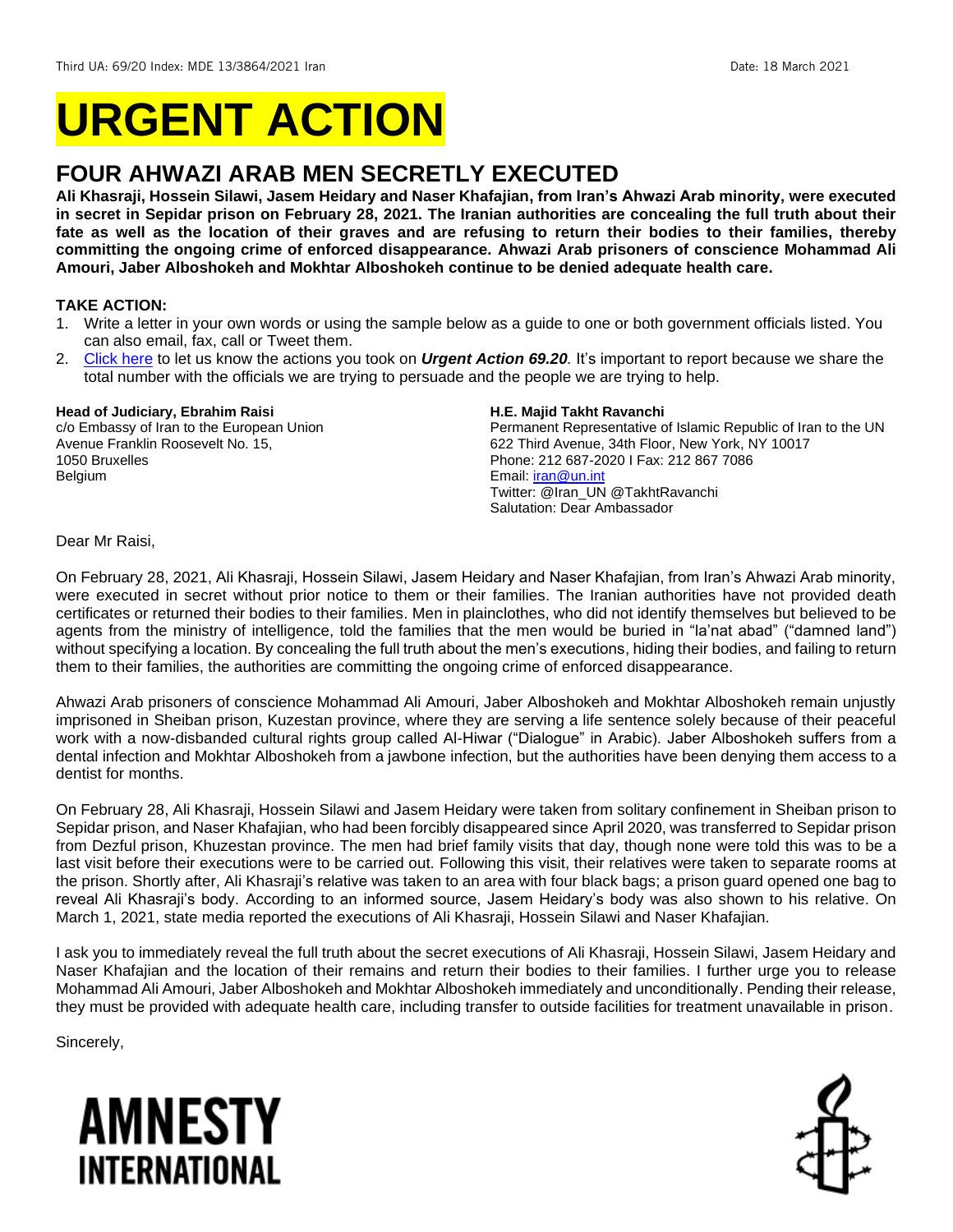Third UA: 69/20 Index: MDE 13/3864/2021 Iran Date: 18 March 2021

# URGENT ACTION

## FOUR AHWAZI ARAB MEN SECRETLY EXECUTED

**Ali Khasraji, Hossein Silawi, Jasem Heidary and Naser Khafajian, from Iran's Ahwazi Arab minority, were executed in secret in Sepidar prison on February 28, 2021. The Iranian authorities are concealing the full truth about their fate as well as the location of their graves and are refusing to return their bodies to their families, thereby committing the ongoing crime of enforced disappearance. Ahwazi Arab prisoners of conscience Mohammad Ali Amouri, Jaber Alboshokeh and Mokhtar Alboshokeh continue to be denied adequate health care.**

### TAKE ACTION:

1. Write a letter in your own words or using the sample below as a guide to one or both government officials listed. You can also email, fax, call or Tweet them.
2. Click here to let us know the actions you took on ***Urgent Action 69.20***. It's important to report because we share the total number with the officials we are trying to persuade and the people we are trying to help.

**Head of Judiciary, Ebrahim Raisi**
c/o Embassy of Iran to the European Union
Avenue Franklin Roosevelt No. 15,
1050 Bruxelles
Belgium

**H.E. Majid Takht Ravanchi**
Permanent Representative of Islamic Republic of Iran to the UN
622 Third Avenue, 34th Floor, New York, NY 10017
Phone: 212 687-2020 I Fax: 212 867 7086
Email: iran@un.int
Twitter: @Iran_UN @TakhtRavanchi
Salutation: Dear Ambassador

Dear Mr Raisi,

On February 28, 2021, Ali Khasraji, Hossein Silawi, Jasem Heidary and Naser Khafajian, from Iran's Ahwazi Arab minority, were executed in secret without prior notice to them or their families. The Iranian authorities have not provided death certificates or returned their bodies to their families. Men in plainclothes, who did not identify themselves but believed to be agents from the ministry of intelligence, told the families that the men would be buried in "la'nat abad" ("damned land") without specifying a location. By concealing the full truth about the men's executions, hiding their bodies, and failing to return them to their families, the authorities are committing the ongoing crime of enforced disappearance.

Ahwazi Arab prisoners of conscience Mohammad Ali Amouri, Jaber Alboshokeh and Mokhtar Alboshokeh remain unjustly imprisoned in Sheiban prison, Kuzestan province, where they are serving a life sentence solely because of their peaceful work with a now-disbanded cultural rights group called Al-Hiwar ("Dialogue" in Arabic). Jaber Alboshokeh suffers from a dental infection and Mokhtar Alboshokeh from a jawbone infection, but the authorities have been denying them access to a dentist for months.

On February 28, Ali Khasraji, Hossein Silawi and Jasem Heidary were taken from solitary confinement in Sheiban prison to Sepidar prison, and Naser Khafajian, who had been forcibly disappeared since April 2020, was transferred to Sepidar prison from Dezful prison, Khuzestan province. The men had brief family visits that day, though none were told this was to be a last visit before their executions were to be carried out. Following this visit, their relatives were taken to separate rooms at the prison. Shortly after, Ali Khasraji's relative was taken to an area with four black bags; a prison guard opened one bag to reveal Ali Khasraji's body. According to an informed source, Jasem Heidary's body was also shown to his relative. On March 1, 2021, state media reported the executions of Ali Khasraji, Hossein Silawi and Naser Khafajian.

I ask you to immediately reveal the full truth about the secret executions of Ali Khasraji, Hossein Silawi, Jasem Heidary and Naser Khafajian and the location of their remains and return their bodies to their families. I further urge you to release Mohammad Ali Amouri, Jaber Alboshokeh and Mokhtar Alboshokeh immediately and unconditionally. Pending their release, they must be provided with adequate health care, including transfer to outside facilities for treatment unavailable in prison.

Sincerely,

AMNESTY INTERNATIONAL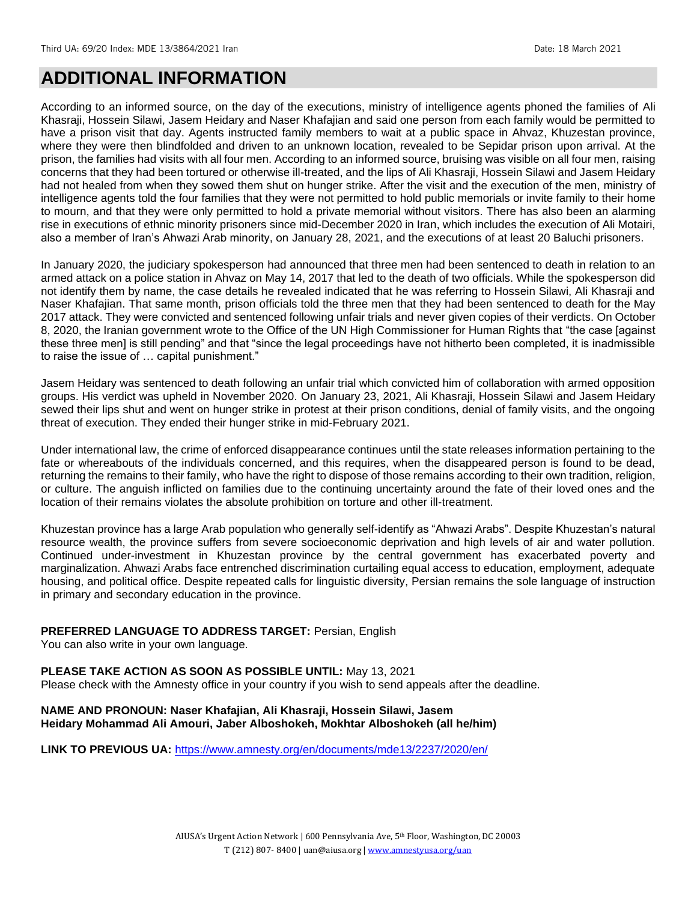# ADDITIONAL INFORMATION

According to an informed source, on the day of the executions, ministry of intelligence agents phoned the families of Ali Khasraji, Hossein Silawi, Jasem Heidary and Naser Khafajian and said one person from each family would be permitted to have a prison visit that day. Agents instructed family members to wait at a public space in Ahvaz, Khuzestan province, where they were then blindfolded and driven to an unknown location, revealed to be Sepidar prison upon arrival. At the prison, the families had visits with all four men. According to an informed source, bruising was visible on all four men, raising concerns that they had been tortured or otherwise ill-treated, and the lips of Ali Khasraji, Hossein Silawi and Jasem Heidary had not healed from when they sowed them shut on hunger strike. After the visit and the execution of the men, ministry of intelligence agents told the four families that they were not permitted to hold public memorials or invite family to their home to mourn, and that they were only permitted to hold a private memorial without visitors. There has also been an alarming rise in executions of ethnic minority prisoners since mid-December 2020 in Iran, which includes the execution of Ali Motairi, also a member of Iran's Ahwazi Arab minority, on January 28, 2021, and the executions of at least 20 Baluchi prisoners.

In January 2020, the judiciary spokesperson had announced that three men had been sentenced to death in relation to an armed attack on a police station in Ahvaz on May 14, 2017 that led to the death of two officials. While the spokesperson did not identify them by name, the case details he revealed indicated that he was referring to Hossein Silawi, Ali Khasraji and Naser Khafajian. That same month, prison officials told the three men that they had been sentenced to death for the May 2017 attack. They were convicted and sentenced following unfair trials and never given copies of their verdicts. On October 8, 2020, the Iranian government wrote to the Office of the UN High Commissioner for Human Rights that "the case [against these three men] is still pending" and that "since the legal proceedings have not hitherto been completed, it is inadmissible to raise the issue of … capital punishment."

Jasem Heidary was sentenced to death following an unfair trial which convicted him of collaboration with armed opposition groups. His verdict was upheld in November 2020. On January 23, 2021, Ali Khasraji, Hossein Silawi and Jasem Heidary sewed their lips shut and went on hunger strike in protest at their prison conditions, denial of family visits, and the ongoing threat of execution. They ended their hunger strike in mid-February 2021.

Under international law, the crime of enforced disappearance continues until the state releases information pertaining to the fate or whereabouts of the individuals concerned, and this requires, when the disappeared person is found to be dead, returning the remains to their family, who have the right to dispose of those remains according to their own tradition, religion, or culture. The anguish inflicted on families due to the continuing uncertainty around the fate of their loved ones and the location of their remains violates the absolute prohibition on torture and other ill-treatment.

Khuzestan province has a large Arab population who generally self-identify as "Ahwazi Arabs". Despite Khuzestan's natural resource wealth, the province suffers from severe socioeconomic deprivation and high levels of air and water pollution. Continued under-investment in Khuzestan province by the central government has exacerbated poverty and marginalization. Ahwazi Arabs face entrenched discrimination curtailing equal access to education, employment, adequate housing, and political office. Despite repeated calls for linguistic diversity, Persian remains the sole language of instruction in primary and secondary education in the province.

**PREFERRED LANGUAGE TO ADDRESS TARGET:** Persian, English
You can also write in your own language.

**PLEASE TAKE ACTION AS SOON AS POSSIBLE UNTIL:** May 13, 2021
Please check with the Amnesty office in your country if you wish to send appeals after the deadline.

**NAME AND PRONOUN: Naser Khafajian, Ali Khasraji, Hossein Silawi, Jasem Heidary Mohammad Ali Amouri, Jaber Alboshokeh, Mokhtar Alboshokeh (all he/him)**

**LINK TO PREVIOUS UA:** https://www.amnesty.org/en/documents/mde13/2237/2020/en/